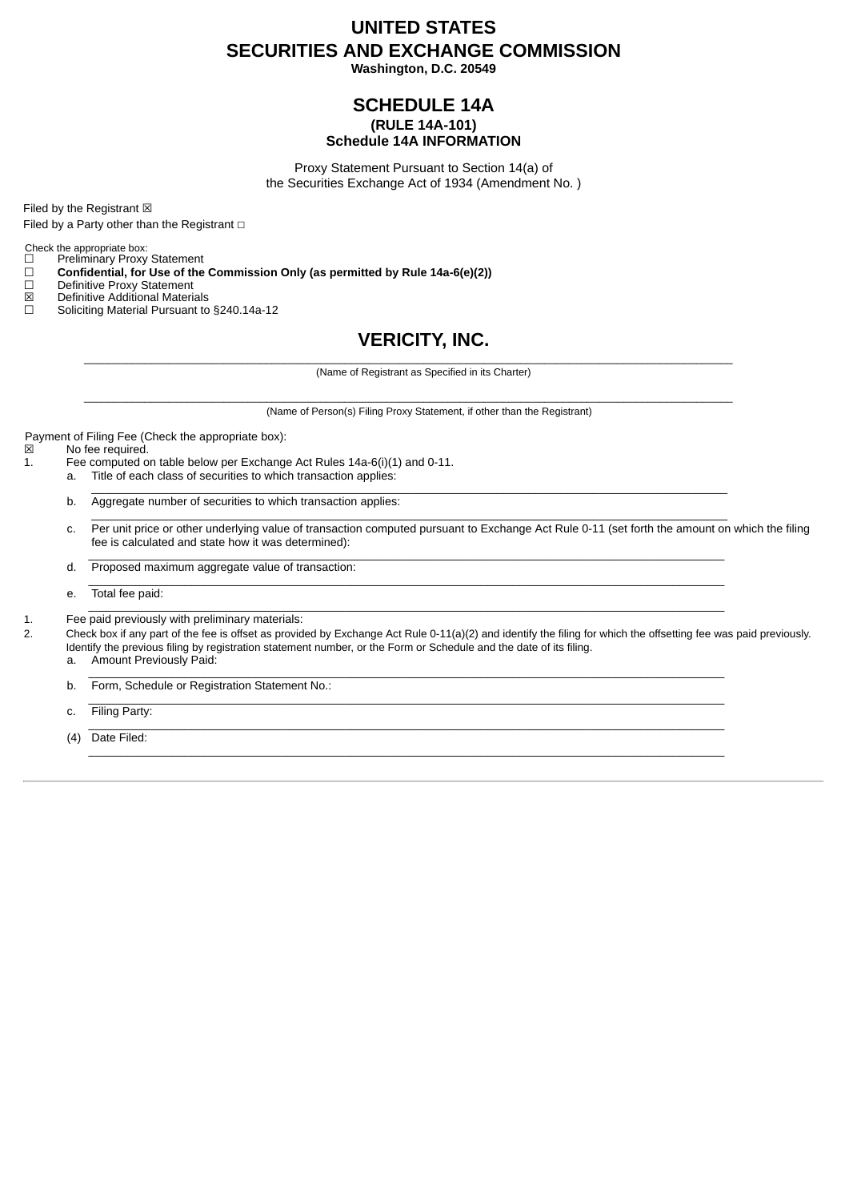# UNITED STATES
# SECURITIES AND EXCHANGE COMMISSION
**Washington, D.C. 20549**

## SCHEDULE 14A
**(RULE 14A-101)**
**Schedule 14A INFORMATION**

Proxy Statement Pursuant to Section 14(a) of
the Securities Exchange Act of 1934 (Amendment No. )

Filed by the Registrant ☒

Filed by a Party other than the Registrant ☐

Check the appropriate box:

☐ Preliminary Proxy Statement
☐ **Confidential, for Use of the Commission Only (as permitted by Rule 14a-6(e)(2))**
☐ Definitive Proxy Statement
☒ Definitive Additional Materials
☐ Soliciting Material Pursuant to §240.14a-12

## VERICITY, INC.

(Name of Registrant as Specified in its Charter)

(Name of Person(s) Filing Proxy Statement, if other than the Registrant)

Payment of Filing Fee (Check the appropriate box):

☒ No fee required.

1. Fee computed on table below per Exchange Act Rules 14a-6(i)(1) and 0-11.
   a. Title of each class of securities to which transaction applies:
   b. Aggregate number of securities to which transaction applies:
   c. Per unit price or other underlying value of transaction computed pursuant to Exchange Act Rule 0-11 (set forth the amount on which the filing fee is calculated and state how it was determined):
   d. Proposed maximum aggregate value of transaction:
   e. Total fee paid:

1. Fee paid previously with preliminary materials:
2. Check box if any part of the fee is offset as provided by Exchange Act Rule 0-11(a)(2) and identify the filing for which the offsetting fee was paid previously. Identify the previous filing by registration statement number, or the Form or Schedule and the date of its filing.
   a. Amount Previously Paid:
   b. Form, Schedule or Registration Statement No.:
   c. Filing Party:
   (4) Date Filed: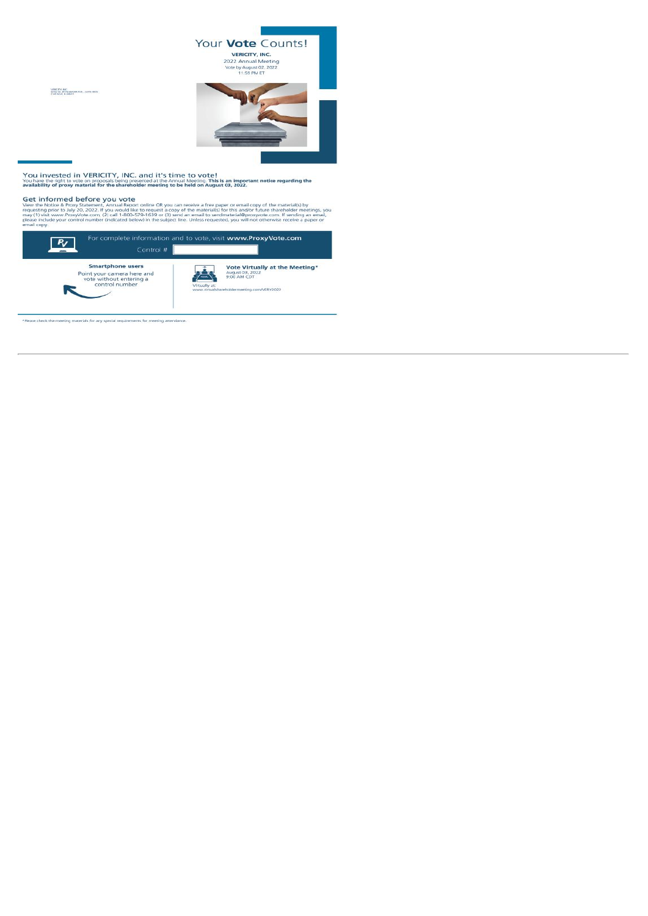VERICITY INC
8700 W. BRYN MAWR AVE., SUITE 900S
CHICAGO, IL 60631

# Your **Vote** Counts!

**VERICITY, INC.**
2022 Annual Meeting
Vote by August 02, 2022
11:59 PM ET

## You invested in VERICITY, INC. and it's time to vote!

You have the right to vote on proposals being presented at the Annual Meeting. **This is an important notice regarding the availability of proxy material for the shareholder meeting to be held on August 03, 2022.**

## Get informed before you vote

View the Notice & Proxy Statement, Annual Report online OR you can receive a free paper or email copy of the material(s) by requesting prior to July 20, 2022. If you would like to request a copy of the material(s) for this and/or future shareholder meetings, you may (1) visit www.ProxyVote.com, (2) call 1-800-579-1639 or (3) send an email to sendmaterial@proxyvote.com. If sending an email, please include your control number (indicated below) in the subject line. Unless requested, you will not otherwise receive a paper or email copy.

For complete information and to vote, visit **www.ProxyVote.com**

Control #

**Smartphone users**
Point your camera here and vote without entering a control number

**Vote Virtually at the Meeting***
August 03, 2022
9:00 AM CDT

Virtually at:
www.virtualshareholdermeeting.com/VERY2022

*Please check the meeting materials for any special requirements for meeting attendance.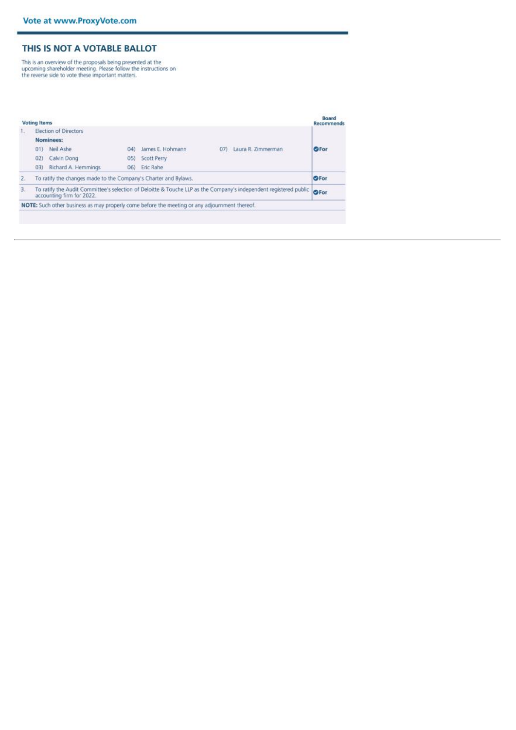Vote at www.ProxyVote.com

## THIS IS NOT A VOTABLE BALLOT

This is an overview of the proposals being presented at the upcoming shareholder meeting. Please follow the instructions on the reverse side to vote these important matters.

| Voting Items | Board Recommends |
|---|---|
| 1. Election of Directors<br>**Nominees:**<br>01) Neil Ashe<br>02) Calvin Dong<br>03) Richard A. Hemmings<br>04) James E. Hohmann<br>05) Scott Perry<br>06) Eric Rahe<br>07) Laura R. Zimmerman | For |
| 2. To ratify the changes made to the Company's Charter and Bylaws. | For |
| 3. To ratify the Audit Committee's selection of Deloitte & Touche LLP as the Company's independent registered public accounting firm for 2022. | For |
| **NOTE:** Such other business as may properly come before the meeting or any adjournment thereof. | |